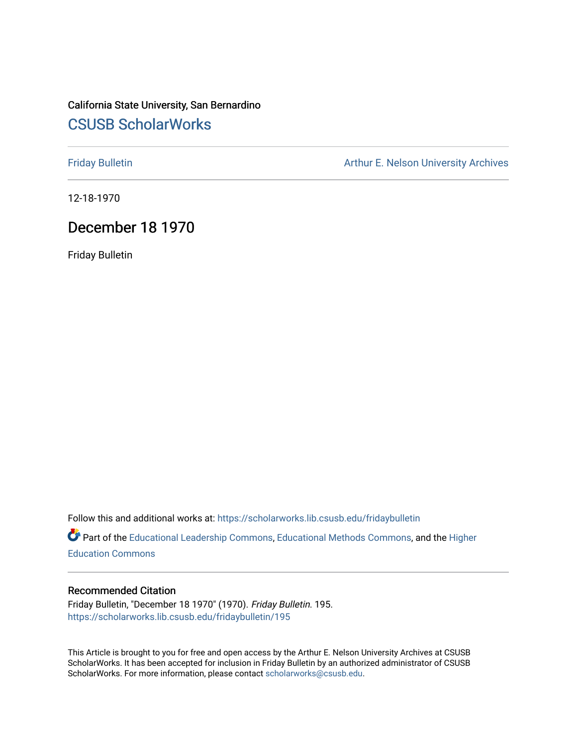California State University, San Bernardino

[CSUSB ScholarWorks](https://scholarworks.lib.csusb.edu/)

---

[Friday Bulletin](https://scholarworks.lib.csusb.edu/fridaybulletin) | [Arthur E. Nelson University Archives](https://scholarworks.lib.csusb.edu/archives)

---

12-18-1970

# December 18 1970

Friday Bulletin

Follow this and additional works at: https://scholarworks.lib.csusb.edu/fridaybulletin

Part of the Educational Leadership Commons, Educational Methods Commons, and the Higher Education Commons

---

## Recommended Citation

Friday Bulletin, "December 18 1970" (1970). *Friday Bulletin*. 195.
https://scholarworks.lib.csusb.edu/fridaybulletin/195

This Article is brought to you for free and open access by the Arthur E. Nelson University Archives at CSUSB ScholarWorks. It has been accepted for inclusion in Friday Bulletin by an authorized administrator of CSUSB ScholarWorks. For more information, please contact scholarworks@csusb.edu.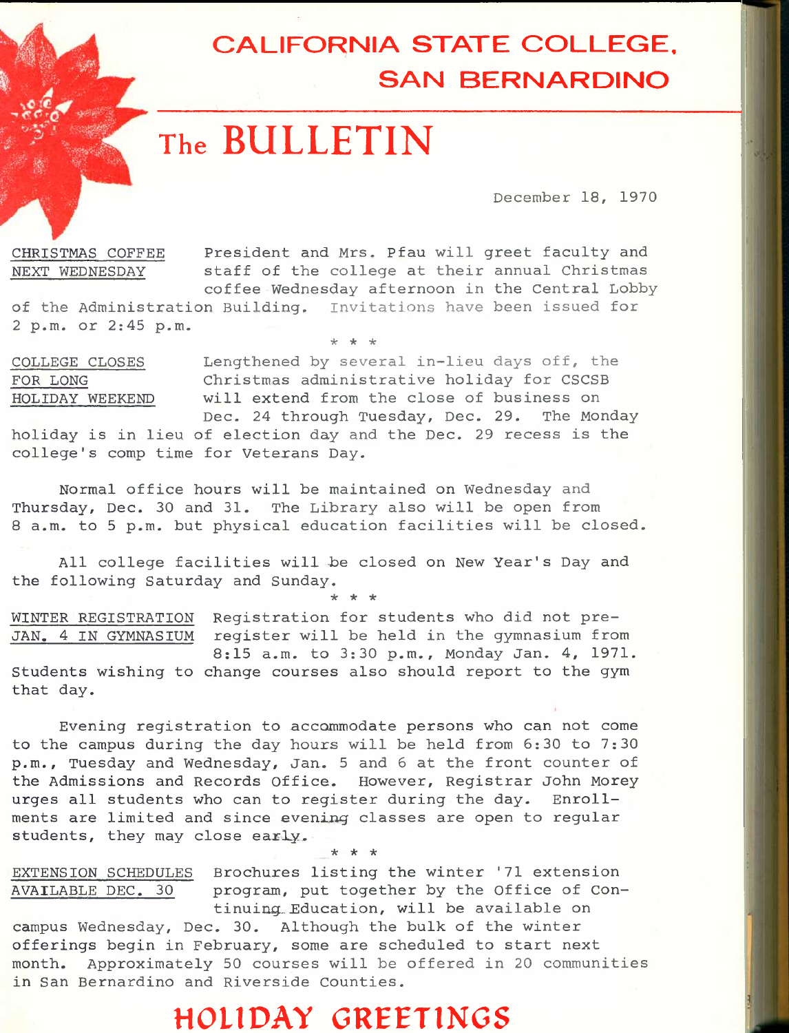# CALIFORNIA STATE COLLEGE, SAN BERNARDINO

# The BULLETIN

December 18, 1970

**CHRISTMAS COFFEE NEXT WEDNESDAY** — President and Mrs. Pfau will greet faculty and staff of the college at their annual Christmas coffee Wednesday afternoon in the Central Lobby of the Administration Building. Invitations have been issued for 2 p.m. or 2:45 p.m.

\* \* \*

**COLLEGE CLOSES FOR LONG HOLIDAY WEEKEND** — Lengthened by several in-lieu days off, the Christmas administrative holiday for CSCSB will extend from the close of business on Dec. 24 through Tuesday, Dec. 29. The Monday holiday is in lieu of election day and the Dec. 29 recess is the college's comp time for Veterans Day.

Normal office hours will be maintained on Wednesday and Thursday, Dec. 30 and 31. The Library also will be open from 8 a.m. to 5 p.m. but physical education facilities will be closed.

All college facilities will be closed on New Year's Day and the following Saturday and Sunday.

\* \* \*

**WINTER REGISTRATION JAN. 4 IN GYMNASIUM** — Registration for students who did not pre-register will be held in the gymnasium from 8:15 a.m. to 3:30 p.m., Monday Jan. 4, 1971. Students wishing to change courses also should report to the gym that day.

Evening registration to accommodate persons who can not come to the campus during the day hours will be held from 6:30 to 7:30 p.m., Tuesday and Wednesday, Jan. 5 and 6 at the front counter of the Admissions and Records Office. However, Registrar John Morey urges all students who can to register during the day. Enrollments are limited and since evening classes are open to regular students, they may close early.

\* \* \*

**EXTENSION SCHEDULES AVAILABLE DEC. 30** — Brochures listing the winter '71 extension program, put together by the Office of Continuing Education, will be available on campus Wednesday, Dec. 30. Although the bulk of the winter offerings begin in February, some are scheduled to start next month. Approximately 50 courses will be offered in 20 communities in San Bernardino and Riverside Counties.

## HOLIDAY GREETINGS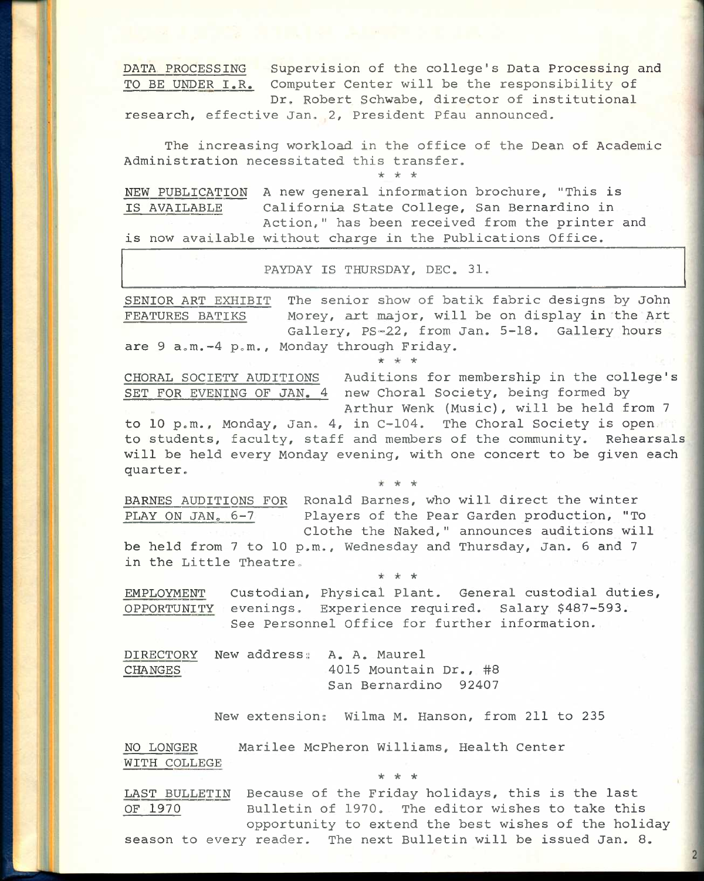**DATA PROCESSING TO BE UNDER I.R.** Supervision of the college's Data Processing and Computer Center will be the responsibility of Dr. Robert Schwabe, director of institutional research, effective Jan. 2, President Pfau announced.

The increasing workload in the office of the Dean of Academic Administration necessitated this transfer.

\* \* \*

**NEW PUBLICATION IS AVAILABLE** A new general information brochure, "This is California State College, San Bernardino in Action," has been received from the printer and is now available without charge in the Publications Office.

---

PAYDAY IS THURSDAY, DEC. 31.

---

**SENIOR ART EXHIBIT FEATURES BATIKS** The senior show of batik fabric designs by John Morey, art major, will be on display in the Art Gallery, PS-22, from Jan. 5-18. Gallery hours are 9 a.m.-4 p.m., Monday through Friday.

\* \* \*

**CHORAL SOCIETY AUDITIONS SET FOR EVENING OF JAN. 4** Auditions for membership in the college's new Choral Society, being formed by Arthur Wenk (Music), will be held from 7 to 10 p.m., Monday, Jan. 4, in C-104. The Choral Society is open to students, faculty, staff and members of the community. Rehearsals will be held every Monday evening, with one concert to be given each quarter.

\* \* \*

**BARNES AUDITIONS FOR PLAY ON JAN. 6-7** Ronald Barnes, who will direct the winter Players of the Pear Garden production, "To Clothe the Naked," announces auditions will be held from 7 to 10 p.m., Wednesday and Thursday, Jan. 6 and 7 in the Little Theatre.

\* \* \*

**EMPLOYMENT OPPORTUNITY** Custodian, Physical Plant. General custodial duties, evenings. Experience required. Salary $487-593. See Personnel Office for further information.

**DIRECTORY CHANGES** New address: A. A. Maurel
4015 Mountain Dr., #8
San Bernardino 92407

New extension: Wilma M. Hanson, from 211 to 235

**NO LONGER WITH COLLEGE** Marilee McPheron Williams, Health Center

\* \* \*

**LAST BULLETIN OF 1970** Because of the Friday holidays, this is the last Bulletin of 1970. The editor wishes to take this opportunity to extend the best wishes of the holiday season to every reader. The next Bulletin will be issued Jan. 8.